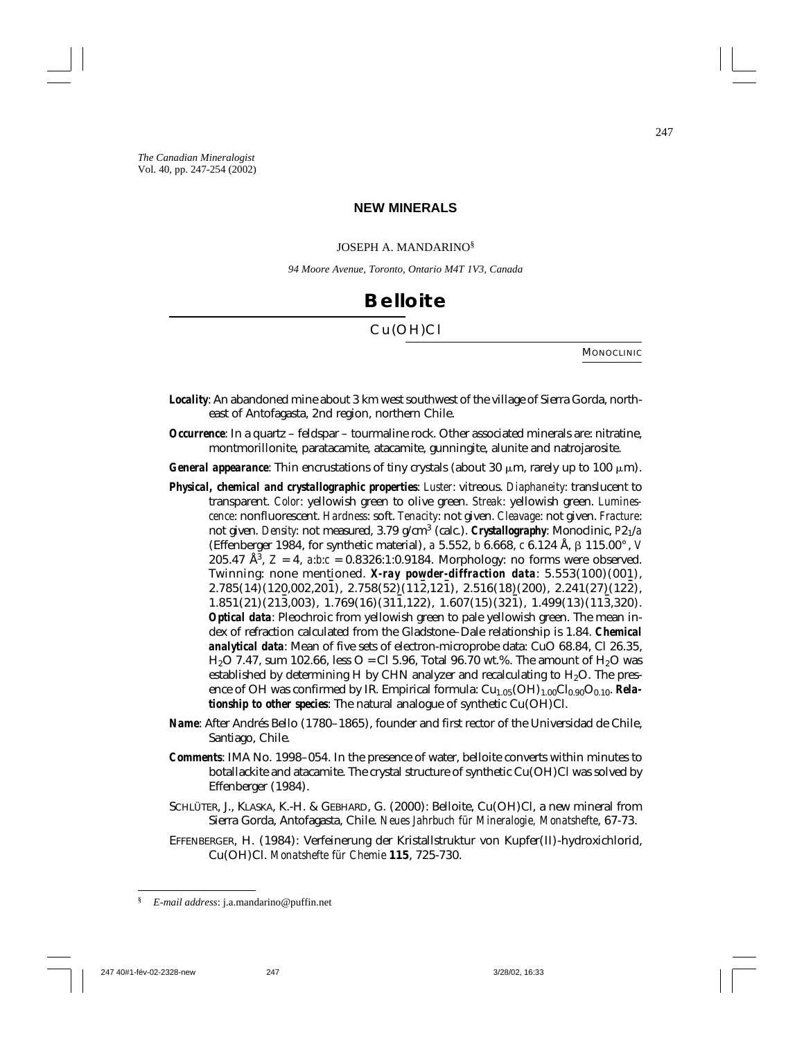# NEW MINERALS

JOSEPH A. MANDARINO[§]

*94 Moore Avenue, Toronto, Ontario M4T 1V3, Canada*

## Belloite

$Cu(OH)Cl$

MONOCLINIC

**Locality**: An abandoned mine about 3 km west southwest of the village of Sierra Gorda, northeast of Antofagasta, 2nd region, northern Chile.

**Occurrence**: In a quartz – feldspar – tourmaline rock. Other associated minerals are: nitratine, montmorillonite, paratacamite, atacamite, gunningite, alunite and natrojarosite.

**General appearance**: Thin encrustations of tiny crystals (about 30 μm, rarely up to 100 μm).

**Physical, chemical and crystallographic properties**: *Luster*: vitreous. *Diaphaneity*: translucent to transparent. *Color*: yellowish green to olive green. *Streak*: yellowish green. *Luminescence*: nonfluorescent. *Hardness*: soft. *Tenacity*: not given. *Cleavage*: not given. *Fracture*: not given. *Density*: not measured, 3.79 g/cm$^3$ (calc.). **Crystallography**: Monoclinic, $P2_1/a$ (Effenberger 1984, for synthetic material), *a* 5.552, *b* 6.668, *c* 6.124 Å, β 115.00°, *V* 205.47 Å$^3$, *Z* = 4, *a*:*b*:*c* = 0.8326:1:0.9184. Morphology: no forms were observed. Twinning: none mentioned. **X-ray powder-diffraction data**: 5.553(100)(00$\bar{1}$), 2.785(14)(120,002,20$\bar{1}$), 2.758(52)(11$\bar{2}$,12$\bar{1}$), 2.516(18)(200), 2.241(27)(12$\bar{2}$), 1.851(21)(21$\bar{3}$,003), 1.769(16)(31$\bar{1}$,122), 1.607(15)(32$\bar{1}$), 1.499(13)(11$\bar{3}$,320). **Optical data**: Pleochroic from yellowish green to pale yellowish green. The mean index of refraction calculated from the Gladstone–Dale relationship is 1.84. **Chemical analytical data**: Mean of five sets of electron-microprobe data: CuO 68.84, Cl 26.35, $H_2O$ 7.47, sum 102.66, less O = Cl 5.96, Total 96.70 wt.%. The amount of $H_2O$ was established by determining H by CHN analyzer and recalculating to $H_2O$. The presence of OH was confirmed by IR. Empirical formula: $Cu_{1.05}(OH)_{1.00}Cl_{0.90}O_{0.10}$. **Relationship to other species**: The natural analogue of synthetic $Cu(OH)Cl$.

**Name**: After Andrés Bello (1780–1865), founder and first rector of the Universidad de Chile, Santiago, Chile.

**Comments**: IMA No. 1998–054. In the presence of water, belloite converts within minutes to botallackite and atacamite. The crystal structure of synthetic $Cu(OH)Cl$ was solved by Effenberger (1984).

SCHLÜTER, J., KLASKA, K.-H. & GEBHARD, G. (2000): Belloite, $Cu(OH)Cl$, a new mineral from Sierra Gorda, Antofagasta, Chile. *Neues Jahrbuch für Mineralogie, Monatshefte*, 67-73.

EFFENBERGER, H. (1984): Verfeinerung der Kristallstruktur von Kupfer(II)-hydroxichlorid, $Cu(OH)Cl$. *Monatshefte für Chemie* **115**, 725-730.

---

[§] *E-mail address*: j.a.mandarino@puffin.net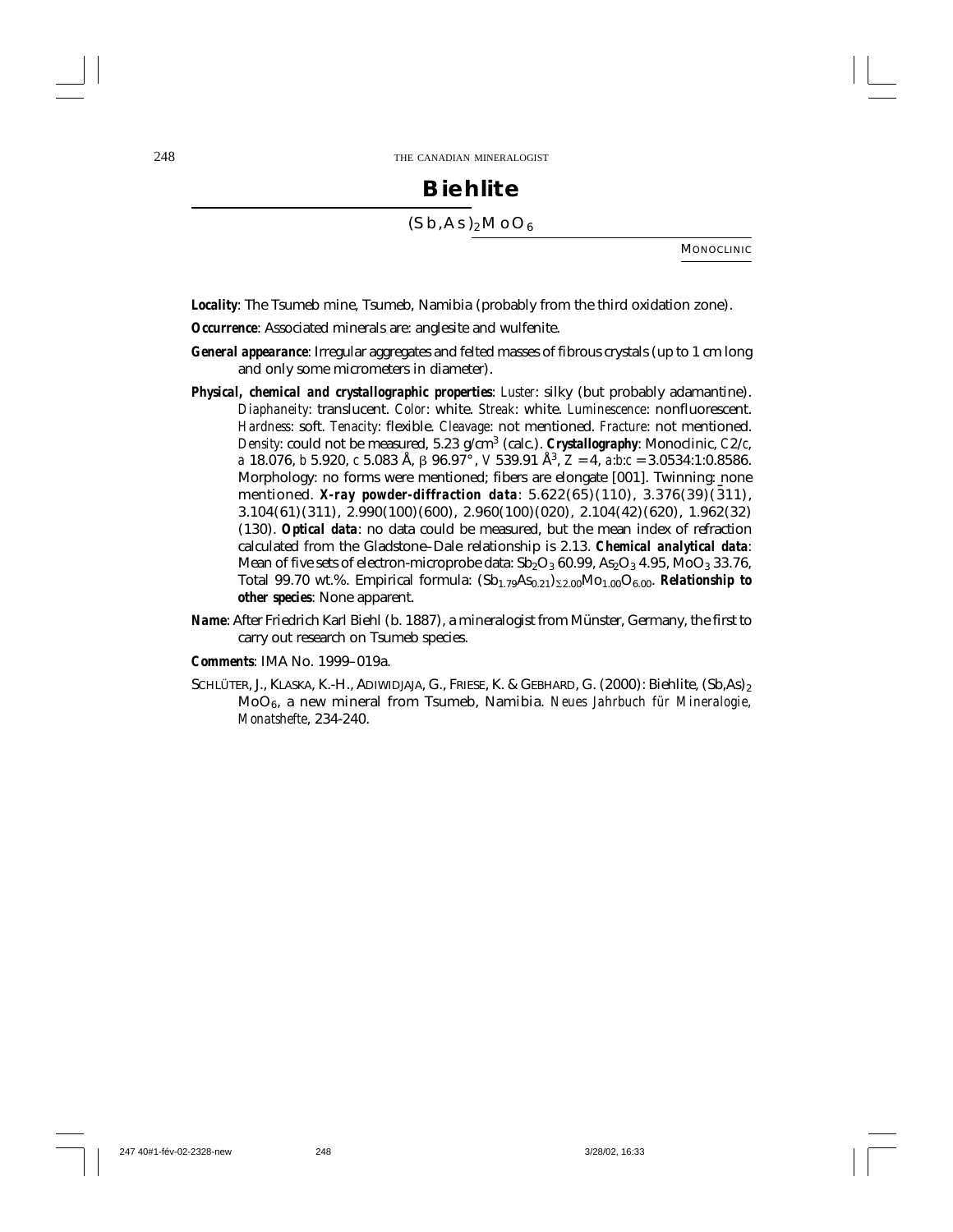# Biehlite

$(Sb,As)_2MoO_6$

MONOCLINIC

***Locality***: The Tsumeb mine, Tsumeb, Namibia (probably from the third oxidation zone).

***Occurrence***: Associated minerals are: anglesite and wulfenite.

***General appearance***: Irregular aggregates and felted masses of fibrous crystals (up to 1 cm long and only some micrometers in diameter).

***Physical, chemical and crystallographic properties***: *Luster*: silky (but probably adamantine). *Diaphaneity*: translucent. *Color*: white. *Streak*: white. *Luminescence*: nonfluorescent. *Hardness*: soft. *Tenacity*: flexible. *Cleavage*: not mentioned. *Fracture*: not mentioned. *Density*: could not be measured, 5.23 g/cm$^3$ (calc.). ***Crystallography***: Monoclinic, *C*2/*c*, *a* 18.076, *b* 5.920, *c* 5.083 Å, β 96.97°, *V* 539.91 Å$^3$, *Z* = 4, *a*:*b*:*c* = 3.0534:1:0.8586. Morphology: no forms were mentioned; fibers are elongate [001]. Twinning: none mentioned. ***X-ray powder-diffraction data***: 5.622(65)(110), 3.376(39)($\bar{3}11$), 3.104(61)(311), 2.990(100)(600), 2.960(100)(020), 2.104(42)(620), 1.962(32)(130). ***Optical data***: no data could be measured, but the mean index of refraction calculated from the Gladstone–Dale relationship is 2.13. ***Chemical analytical data***: Mean of five sets of electron-microprobe data: $Sb_2O_3$ 60.99, $As_2O_3$ 4.95, $MoO_3$ 33.76, Total 99.70 wt.%. Empirical formula: $(Sb_{1.79}As_{0.21})_{\Sigma 2.00}Mo_{1.00}O_{6.00}$. ***Relationship to other species***: None apparent.

***Name***: After Friedrich Karl Biehl (b. 1887), a mineralogist from Münster, Germany, the first to carry out research on Tsumeb species.

***Comments***: IMA No. 1999–019a.

SCHLÜTER, J., KLASKA, K.-H., ADIWIDJAJA, G., FRIESE, K. & GEBHARD, G. (2000): Biehlite, $(Sb,As)_2MoO_6$, a new mineral from Tsumeb, Namibia. *Neues Jahrbuch für Mineralogie, Monatshefte*, 234-240.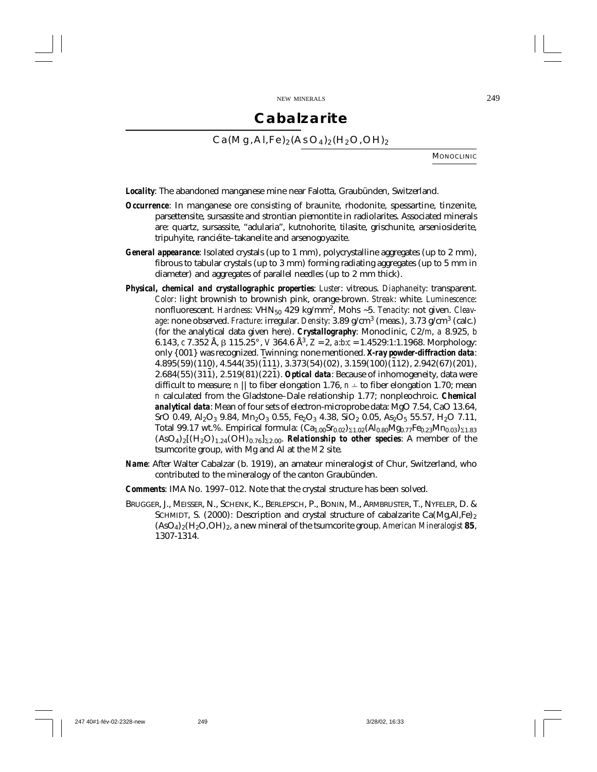# Cabalzarite

$Ca(Mg,Al,Fe)_2(AsO_4)_2(H_2O,OH)_2$

MONOCLINIC

**Locality**: The abandoned manganese mine near Falotta, Graubünden, Switzerland.

**Occurrence**: In manganese ore consisting of braunite, rhodonite, spessartine, tinzenite, parsettensite, sursassite and strontian piemontite in radiolarites. Associated minerals are: quartz, sursassite, "adularia", kutnohorite, tilasite, grischunite, arseniosiderite, tripuhyite, ranciéite–takanelite and arsenogoyazite.

**General appearance**: Isolated crystals (up to 1 mm), polycrystalline aggregates (up to 2 mm), fibrous to tabular crystals (up to 3 mm) forming radiating aggregates (up to 5 mm in diameter) and aggregates of parallel needles (up to 2 mm thick).

**Physical, chemical and crystallographic properties**: *Luster*: vitreous. *Diaphaneity*: transparent. *Color*: light brownish to brownish pink, orange-brown. *Streak*: white. *Luminescence*: nonfluorescent. *Hardness*: $VHN_{50}$ 429 kg/mm$^2$, Mohs ~5. *Tenacity*: not given. *Cleavage*: none observed. *Fracture*: irregular. *Density*: 3.89 g/cm$^3$ (meas.), 3.73 g/cm$^3$ (calc.) (for the analytical data given here). **Crystallography**: Monoclinic, *C*2/*m*, *a* 8.925, *b* 6.143, *c* 7.352 Å, β 115.25°, *V* 364.6 Å$^3$, *Z* = 2, *a*:*b*:*c* = 1.4529:1:1.1968. Morphology: only {001} was recognized. Twinning: none mentioned. **X-ray powder-diffraction data**: 4.895(59)(110), 4.544(35)($\bar{1}$11), 3.373(54)(02), 3.159(100)($\bar{1}$12), 2.942(67)(201), 2.684(55)(31$\bar{1}$), 2.519(81)(22$\bar{1}$). **Optical data**: Because of inhomogeneity, data were difficult to measure; *n* || to fiber elongation 1.76, *n* ⊥ to fiber elongation 1.70; mean *n* calculated from the Gladstone–Dale relationship 1.77; nonpleochroic. **Chemical analytical data**: Mean of four sets of electron-microprobe data: MgO 7.54, CaO 13.64, SrO 0.49, $Al_2O_3$ 9.84, $Mn_2O_3$ 0.55, $Fe_2O_3$ 4.38, $SiO_2$ 0.05, $As_2O_5$ 55.57, $H_2O$ 7.11, Total 99.17 wt.%. Empirical formula: $(Ca_{1.00}Sr_{0.02})_{\Sigma 1.02}(Al_{0.80}Mg_{0.77}Fe_{0.23}Mn_{0.03})_{\Sigma 1.83}(AsO_4)_2[(H_2O)_{1.24}(OH)_{0.76}]_{\Sigma 2.00}$. **Relationship to other species**: A member of the tsumcorite group, with Mg and Al at the *M*2 site.

**Name**: After Walter Cabalzar (b. 1919), an amateur mineralogist of Chur, Switzerland, who contributed to the mineralogy of the canton Graubünden.

**Comments**: IMA No. 1997–012. Note that the crystal structure has been solved.

BRUGGER, J., MEISSER, N., SCHENK, K., BERLEPSCH, P., BONIN, M., ARMBRUSTER, T., NYFELER, D. & SCHMIDT, S. (2000): Description and crystal structure of cabalzarite $Ca(Mg,Al,Fe)_2(AsO_4)_2(H_2O,OH)_2$, a new mineral of the tsumcorite group. *American Mineralogist* **85**, 1307-1314.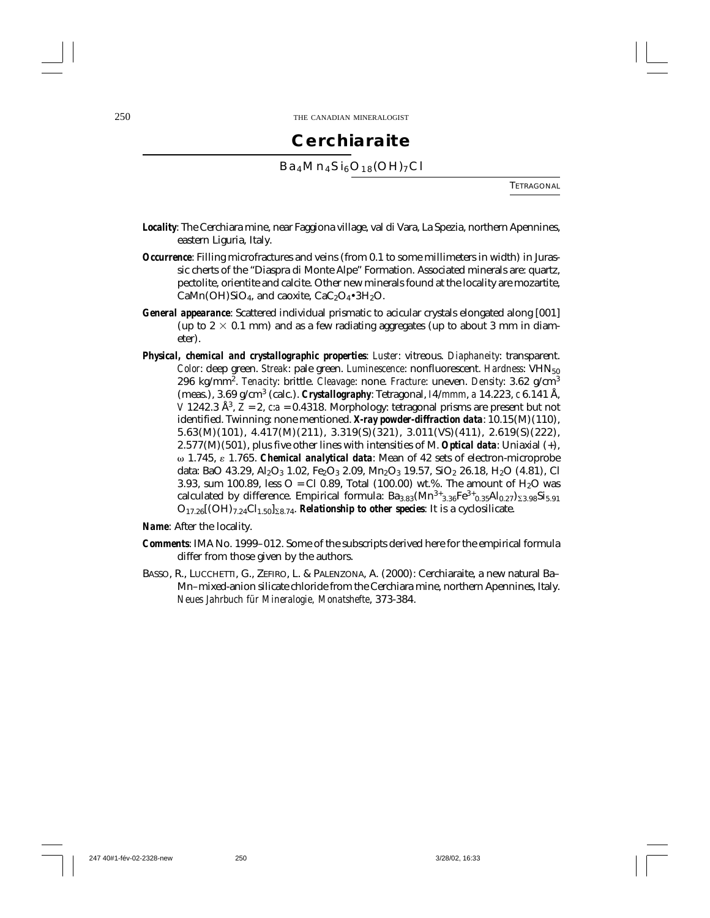# Cerchiaraite

## $Ba_4Mn_4Si_6O_{18}(OH)_7Cl$

TETRAGONAL

***Locality***: The Cerchiara mine, near Faggiona village, val di Vara, La Spezia, northern Apennines, eastern Liguria, Italy.

***Occurrence***: Filling microfractures and veins (from 0.1 to some millimeters in width) in Jurassic cherts of the "Diaspra di Monte Alpe" Formation. Associated minerals are: quartz, pectolite, orientite and calcite. Other new minerals found at the locality are mozartite, $CaMn(OH)SiO_4$, and caoxite, $CaC_2O_4•3H_2O$.

***General appearance***: Scattered individual prismatic to acicular crystals elongated along [001] (up to $2 \times 0.1$ mm) and as a few radiating aggregates (up to about 3 mm in diameter).

***Physical, chemical and crystallographic properties***: *Luster*: vitreous. *Diaphaneity*: transparent. *Color*: deep green. *Streak*: pale green. *Luminescence*: nonfluorescent. *Hardness*: $VHN_{50}$ 296 kg/mm$^2$. *Tenacity*: brittle. *Cleavage*: none. *Fracture*: uneven. *Density*: 3.62 g/cm$^3$ (meas.), 3.69 g/cm$^3$ (calc.). ***Crystallography***: Tetragonal, *I*4/*mmm*, *a* 14.223, *c* 6.141 Å, *V* 1242.3 Å$^3$, *Z* = 2, *c:a* = 0.4318. Morphology: tetragonal prisms are present but not identified. Twinning: none mentioned. ***X-ray powder-diffraction data***: 10.15(M)(110), 5.63(M)(101), 4.417(M)(211), 3.319(S)(321), 3.011(VS)(411), 2.619(S)(222), 2.577(M)(501), plus five other lines with intensities of M. ***Optical data***: Uniaxial (+), ω 1.745, ε 1.765. ***Chemical analytical data***: Mean of 42 sets of electron-microprobe data: BaO 43.29, $Al_2O_3$ 1.02, $Fe_2O_3$ 2.09, $Mn_2O_3$ 19.57, $SiO_2$ 26.18, $H_2O$ (4.81), Cl 3.93, sum 100.89, less O = Cl 0.89, Total (100.00) wt.%. The amount of $H_2O$ was calculated by difference. Empirical formula: $Ba_{3.83}(Mn^{3+}_{3.36}Fe^{3+}_{0.35}Al_{0.27})_{\Sigma 3.98}Si_{5.91}O_{17.26}[(OH)_{7.24}Cl_{1.50}]_{\Sigma 8.74}$. ***Relationship to other species***: It is a cyclosilicate.

***Name***: After the locality.

***Comments***: IMA No. 1999–012. Some of the subscripts derived here for the empirical formula differ from those given by the authors.

BASSO, R., LUCCHETTI, G., ZEFIRO, L. & PALENZONA, A. (2000): Cerchiaraite, a new natural Ba–Mn–mixed-anion silicate chloride from the Cerchiara mine, northern Apennines, Italy. *Neues Jahrbuch für Mineralogie, Monatshefte*, 373-384.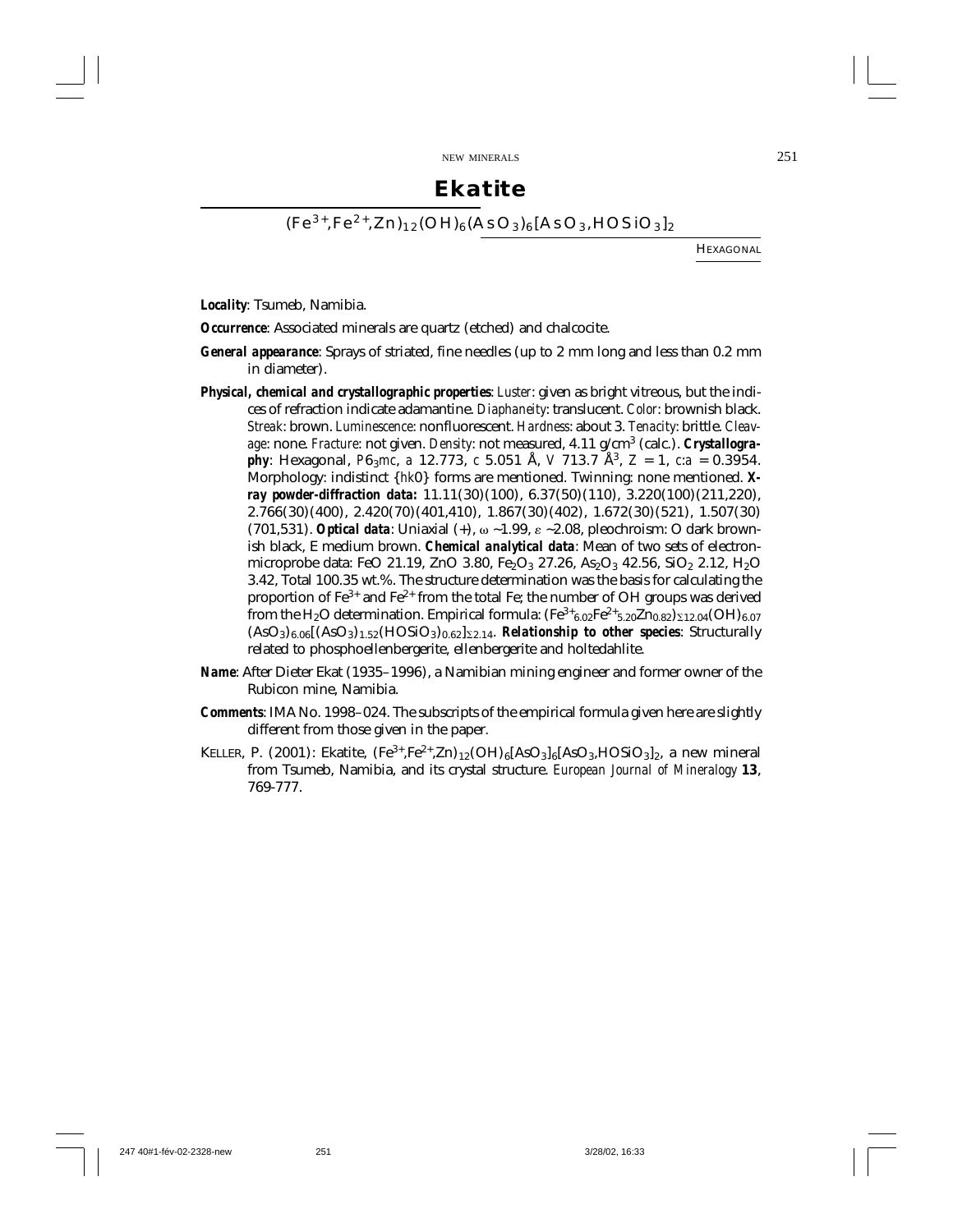# Ekatite

$(Fe^{3+},Fe^{2+},Zn)_{12}(OH)_6(AsO_3)_6[AsO_3,HOSiO_3]_2$

HEXAGONAL

**Locality**: Tsumeb, Namibia.

**Occurrence**: Associated minerals are quartz (etched) and chalcocite.

**General appearance**: Sprays of striated, fine needles (up to 2 mm long and less than 0.2 mm in diameter).

**Physical, chemical and crystallographic properties**: *Luster*: given as bright vitreous, but the indices of refraction indicate adamantine. *Diaphaneity*: translucent. *Color*: brownish black. *Streak*: brown. *Luminescence*: nonfluorescent. *Hardness*: about 3. *Tenacity*: brittle. *Cleavage*: none. *Fracture*: not given. *Density*: not measured, 4.11 g/cm$^3$ (calc.). **Crystallography**: Hexagonal, $P6_3mc$, $a$ 12.773, $c$ 5.051 Å, $V$ 713.7 Å$^3$, $Z$ = 1, $c:a$ = 0.3954. Morphology: indistinct {$hk0$} forms are mentioned. Twinning: none mentioned. **X-ray powder-diffraction data:** 11.11(30)(100), 6.37(50)(110), 3.220(100)(211,220), 2.766(30)(400), 2.420(70)(401,410), 1.867(30)(402), 1.672(30)(521), 1.507(30)(701,531). **Optical data**: Uniaxial (+), $\omega$ ~1.99, $\varepsilon$ ~2.08, pleochroism: O dark brownish black, E medium brown. **Chemical analytical data**: Mean of two sets of electron-microprobe data: FeO 21.19, ZnO 3.80, $Fe_2O_3$ 27.26, $As_2O_3$ 42.56, $SiO_2$ 2.12, $H_2O$ 3.42, Total 100.35 wt.%. The structure determination was the basis for calculating the proportion of $Fe^{3+}$ and $Fe^{2+}$ from the total Fe; the number of OH groups was derived from the $H_2O$ determination. Empirical formula: $(Fe^{3+}_{6.02}Fe^{2+}_{5.20}Zn_{0.82})_{\Sigma 12.04}(OH)_{6.07}(AsO_3)_{6.06}[(AsO_3)_{1.52}(HOSiO_3)_{0.62}]_{\Sigma 2.14}$. **Relationship to other species**: Structurally related to phosphoellenbergerite, ellenbergerite and holtedahlite.

**Name**: After Dieter Ekat (1935–1996), a Namibian mining engineer and former owner of the Rubicon mine, Namibia.

**Comments**: IMA No. 1998–024. The subscripts of the empirical formula given here are slightly different from those given in the paper.

KELLER, P. (2001): Ekatite, $(Fe^{3+},Fe^{2+},Zn)_{12}(OH)_6[AsO_3]_6[AsO_3,HOSiO_3]_2$, a new mineral from Tsumeb, Namibia, and its crystal structure. *European Journal of Mineralogy* **13**, 769-777.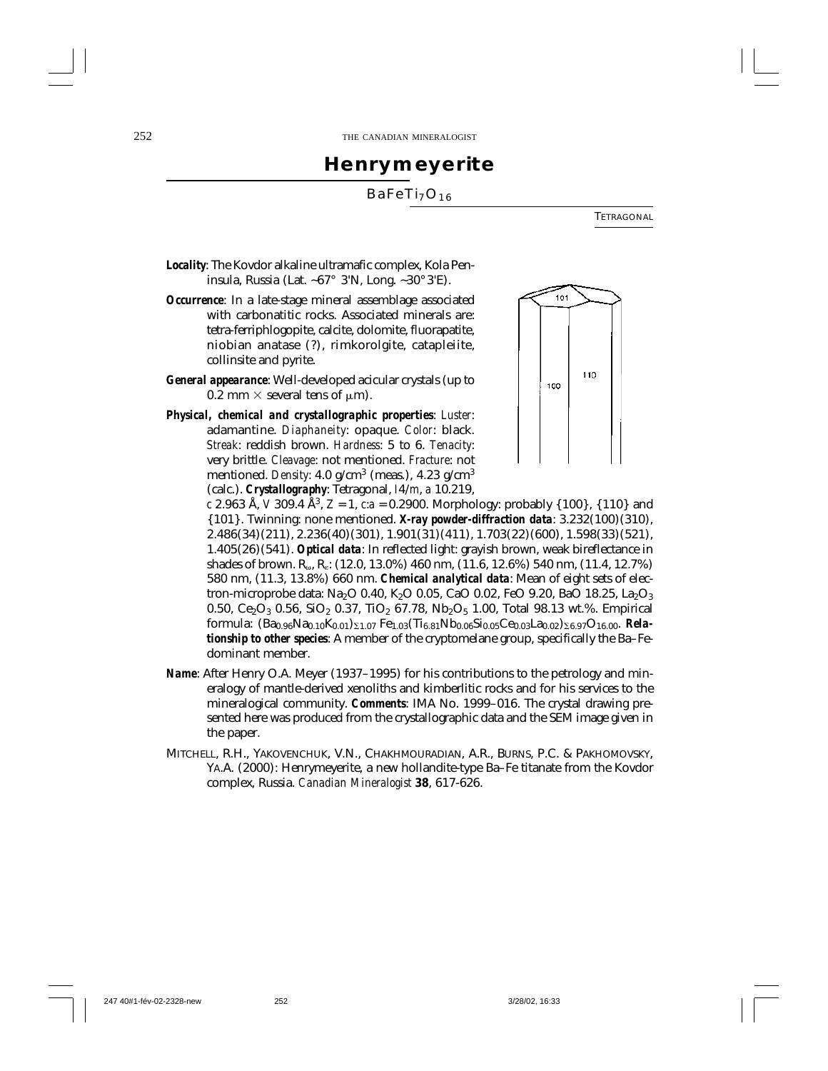# Henrymeyerite

$BaFeTi_7O_{16}$

TETRAGONAL

**Locality**: The Kovdor alkaline ultramafic complex, Kola Peninsula, Russia (Lat. ~67° 3'N, Long. ~30° 3'E).

**Occurrence**: In a late-stage mineral assemblage associated with carbonatitic rocks. Associated minerals are: tetra-ferriphlogopite, calcite, dolomite, fluorapatite, niobian anatase (?), rimkorolgite, catapleiite, collinsite and pyrite.

**General appearance**: Well-developed acicular crystals (up to 0.2 mm × several tens of μm).

**Physical, chemical and crystallographic properties**: *Luster*: adamantine. *Diaphaneity*: opaque. *Color*: black. *Streak*: reddish brown. *Hardness*: 5 to 6. *Tenacity*: very brittle. *Cleavage*: not mentioned. *Fracture*: not mentioned. *Density*: 4.0 g/cm$^3$ (meas.), 4.23 g/cm$^3$ (calc.). **Crystallography**: Tetragonal, *I*4/*m*, *a* 10.219, *c* 2.963 Å, *V* 309.4 Å$^3$, *Z* = 1, *c*:*a* = 0.2900. Morphology: probably {100}, {110} and {101}. Twinning: none mentioned. **X-ray powder-diffraction data**: 3.232(100)(310), 2.486(34)(211), 2.236(40)(301), 1.901(31)(411), 1.703(22)(600), 1.598(33)(521), 1.405(26)(541). **Optical data**: In reflected light: grayish brown, weak bireflectance in shades of brown. $R_\omega$, $R_\varepsilon$: (12.0, 13.0%) 460 nm, (11.6, 12.6%) 540 nm, (11.4, 12.7%) 580 nm, (11.3, 13.8%) 660 nm. **Chemical analytical data**: Mean of eight sets of electron-microprobe data: $Na_2O$ 0.40, $K_2O$ 0.05, CaO 0.02, FeO 9.20, BaO 18.25, $La_2O_3$ 0.50, $Ce_2O_3$ 0.56, $SiO_2$ 0.37, $TiO_2$ 67.78, $Nb_2O_5$ 1.00, Total 98.13 wt.%. Empirical formula: $(Ba_{0.96}Na_{0.10}K_{0.01})_{\Sigma 1.07}Fe_{1.03}(Ti_{6.81}Nb_{0.06}Si_{0.05}Ce_{0.03}La_{0.02})_{\Sigma 6.97}O_{16.00}$. **Relationship to other species**: A member of the cryptomelane group, specifically the Ba–Fe-dominant member.

**Name**: After Henry O.A. Meyer (1937–1995) for his contributions to the petrology and mineralogy of mantle-derived xenoliths and kimberlitic rocks and for his services to the mineralogical community. **Comments**: IMA No. 1999–016. The crystal drawing presented here was produced from the crystallographic data and the SEM image given in the paper.

MITCHELL, R.H., YAKOVENCHUK, V.N., CHAKHMOURADIAN, A.R., BURNS, P.C. & PAKHOMOVSKY, YA.A. (2000): Henrymeyerite, a new hollandite-type Ba–Fe titanate from the Kovdor complex, Russia. *Canadian Mineralogist* **38**, 617-626.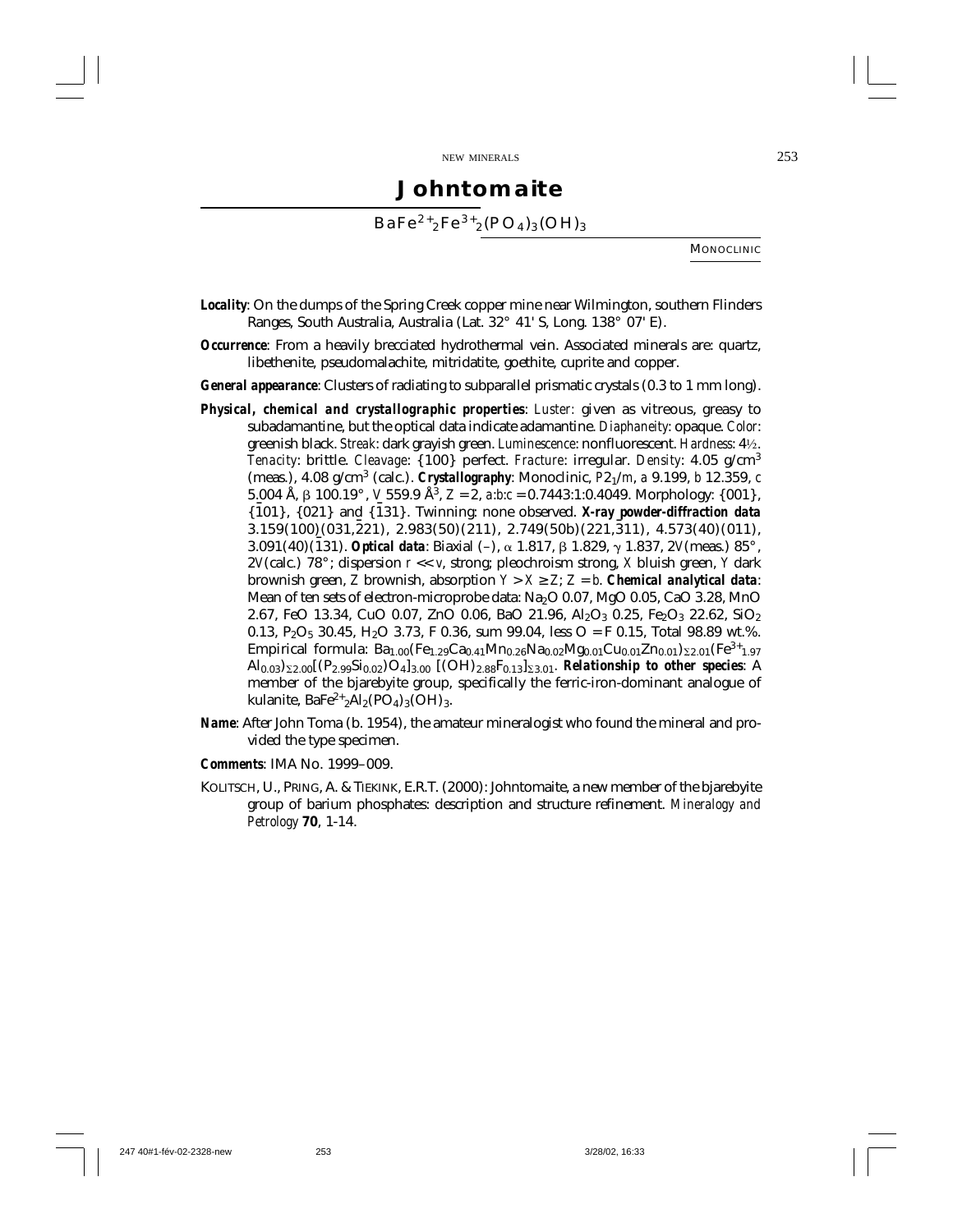# Johntomaite

$BaFe^{2+}_2Fe^{3+}_2(PO_4)_3(OH)_3$

MONOCLINIC

**Locality**: On the dumps of the Spring Creek copper mine near Wilmington, southern Flinders Ranges, South Australia, Australia (Lat. 32° 41' S, Long. 138° 07' E).

**Occurrence**: From a heavily brecciated hydrothermal vein. Associated minerals are: quartz, libethenite, pseudomalachite, mitridatite, goethite, cuprite and copper.

**General appearance**: Clusters of radiating to subparallel prismatic crystals (0.3 to 1 mm long).

**Physical, chemical and crystallographic properties**: *Luster*: given as vitreous, greasy to subadamantine, but the optical data indicate adamantine. *Diaphaneity*: opaque. *Color*: greenish black. *Streak*: dark grayish green. *Luminescence*: nonfluorescent. *Hardness*: 4½. *Tenacity*: brittle. *Cleavage*: {100} perfect. *Fracture*: irregular. *Density*: 4.05 g/cm$^3$ (meas.), 4.08 g/cm$^3$ (calc.). **Crystallography**: Monoclinic, $P2_1/m$, *a* 9.199, *b* 12.359, *c* 5.004 Å, β 100.19°, *V* 559.9 Å$^3$, *Z* = 2, *a*:*b*:*c* = 0.7443:1:0.4049. Morphology: {001}, {$\bar{1}$01}, {021} and {$\bar{1}$31}. Twinning: none observed. **X-ray powder-diffraction data**: 3.159(100)(031,$\bar{2}$21), 2.983(50)(211), 2.749(50b)(221,$\bar{3}$11), 4.573(40)(011), 3.091(40)($\bar{1}$31). **Optical data**: Biaxial (–), α 1.817, β 1.829, γ 1.837, 2*V*(meas.) 85°, 2*V*(calc.) 78°; dispersion *r* << *v*, strong; pleochroism strong, *X* bluish green, *Y* dark brownish green, *Z* brownish, absorption *Y* > *X* ≥ *Z*; *Z* = *b*. **Chemical analytical data**: Mean of ten sets of electron-microprobe data: $Na_2O$ 0.07, MgO 0.05, CaO 3.28, MnO 2.67, FeO 13.34, CuO 0.07, ZnO 0.06, BaO 21.96, $Al_2O_3$ 0.25, $Fe_2O_3$ 22.62, $SiO_2$ 0.13, $P_2O_5$ 30.45, $H_2O$ 3.73, F 0.36, sum 99.04, less O = F 0.15, Total 98.89 wt.%. Empirical formula: $Ba_{1.00}(Fe_{1.29}Ca_{0.41}Mn_{0.26}Na_{0.02}Mg_{0.01}Cu_{0.01}Zn_{0.01})_{\Sigma 2.01}(Fe^{3+}_{1.97}Al_{0.03})_{\Sigma 2.00}[(P_{2.99}Si_{0.02})O_4]_{3.00}[(OH)_{2.88}F_{0.13}]_{\Sigma 3.01}$. **Relationship to other species**: A member of the bjarebyite group, specifically the ferric-iron-dominant analogue of kulanite, $BaFe^{2+}_2Al_2(PO_4)_3(OH)_3$.

**Name**: After John Toma (b. 1954), the amateur mineralogist who found the mineral and provided the type specimen.

**Comments**: IMA No. 1999–009.

KOLITSCH, U., PRING, A. & TIEKINK, E.R.T. (2000): Johntomaite, a new member of the bjarebyite group of barium phosphates: description and structure refinement. *Mineralogy and Petrology* **70**, 1-14.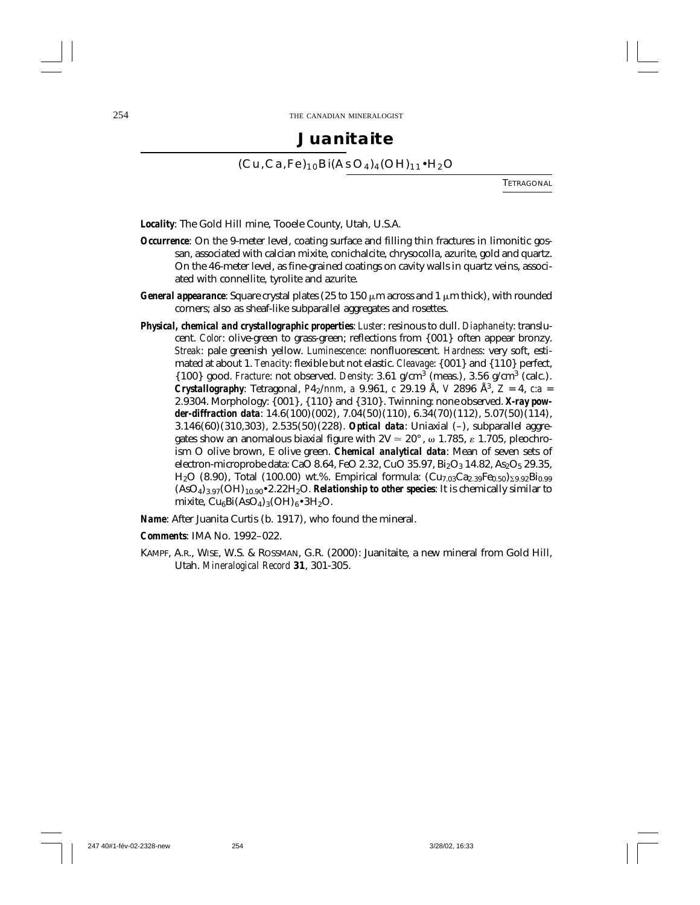# Juanitaite

$(Cu,Ca,Fe)_{10}Bi(AsO_4)_4(OH)_{11}\bullet H_2O$

TETRAGONAL

**Locality**: The Gold Hill mine, Tooele County, Utah, U.S.A.

**Occurrence**: On the 9-meter level, coating surface and filling thin fractures in limonitic gossan, associated with calcian mixite, conichalcite, chrysocolla, azurite, gold and quartz. On the 46-meter level, as fine-grained coatings on cavity walls in quartz veins, associated with connellite, tyrolite and azurite.

**General appearance**: Square crystal plates (25 to 150 μm across and 1 μm thick), with rounded corners; also as sheaf-like subparallel aggregates and rosettes.

**Physical, chemical and crystallographic properties**: *Luster*: resinous to dull. *Diaphaneity*: translucent. *Color*: olive-green to grass-green; reflections from {001} often appear bronzy. *Streak*: pale greenish yellow. *Luminescence*: nonfluorescent. *Hardness*: very soft, estimated at about 1. *Tenacity*: flexible but not elastic. *Cleavage*: {001} and {110} perfect, {100} good. *Fracture*: not observed. *Density*: 3.61 g/cm$^3$ (meas.), 3.56 g/cm$^3$ (calc.). **Crystallography**: Tetragonal, $P4_2/nnm$, $a$ 9.961, $c$ 29.19 Å, $V$ 2896 Å$^3$, $Z$ = 4, $c{:}a$ = 2.9304. Morphology: {001}, {110} and {310}. Twinning: none observed. **X-ray powder-diffraction data**: 14.6(100)(002), 7.04(50)(110), 6.34(70)(112), 5.07(50)(114), 3.146(60)(310,303), 2.535(50)(228). **Optical data**: Uniaxial (–), subparallel aggregates show an anomalous biaxial figure with $2V \simeq 20°$, $\omega$ 1.785, $\varepsilon$ 1.705, pleochroism O olive brown, E olive green. **Chemical analytical data**: Mean of seven sets of electron-microprobe data: CaO 8.64, FeO 2.32, CuO 35.97, $Bi_2O_3$ 14.82, $As_2O_5$ 29.35, $H_2O$ (8.90), Total (100.00) wt.%. Empirical formula: $(Cu_{7.03}Ca_{2.39}Fe_{0.50})_{\Sigma 9.92}Bi_{0.99}(AsO_4)_{3.97}(OH)_{10.90}\bullet 2.22H_2O$. **Relationship to other species**: It is chemically similar to mixite, $Cu_6Bi(AsO_4)_3(OH)_6\bullet 3H_2O$.

**Name**: After Juanita Curtis (b. 1917), who found the mineral.

**Comments**: IMA No. 1992–022.

KAMPF, A.R., WISE, W.S. & ROSSMAN, G.R. (2000): Juanitaite, a new mineral from Gold Hill, Utah. *Mineralogical Record* **31**, 301-305.